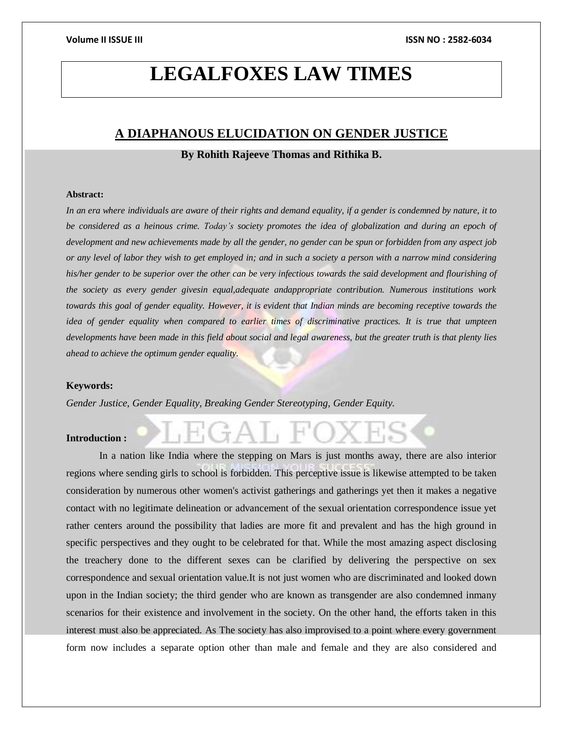# LEGALFOXES LAW TIMES

## A DIAPHANOUS ELUCIDATION ON GENDER JUSTICE

**By Rohith Rajeeve Thomas and Rithika B.**

**Abstract:**

*In an era where individuals are aware of their rights and demand equality, if a gender is condemned by nature, it to be considered as a heinous crime. Today's society promotes the idea of globalization and during an epoch of development and new achievements made by all the gender, no gender can be spun or forbidden from any aspect job or any level of labor they wish to get employed in; and in such a society a person with a narrow mind considering his/her gender to be superior over the other can be very infectious towards the said development and flourishing of the society as every gender givesin equal,adequate andappropriate contribution. Numerous institutions work towards this goal of gender equality. However, it is evident that Indian minds are becoming receptive towards the idea of gender equality when compared to earlier times of discriminative practices. It is true that umpteen developments have been made in this field about social and legal awareness, but the greater truth is that plenty lies ahead to achieve the optimum gender equality.*

**Keywords:**

*Gender Justice, Gender Equality, Breaking Gender Stereotyping, Gender Equity.*

**Introduction :**

In a nation like India where the stepping on Mars is just months away, there are also interior regions where sending girls to school is forbidden. This perceptive issue is likewise attempted to be taken consideration by numerous other women's activist gatherings and gatherings yet then it makes a negative contact with no legitimate delineation or advancement of the sexual orientation correspondence issue yet rather centers around the possibility that ladies are more fit and prevalent and has the high ground in specific perspectives and they ought to be celebrated for that. While the most amazing aspect disclosing the treachery done to the different sexes can be clarified by delivering the perspective on sex correspondence and sexual orientation value.It is not just women who are discriminated and looked down upon in the Indian society; the third gender who are known as transgender are also condemned inmany scenarios for their existence and involvement in the society. On the other hand, the efforts taken in this interest must also be appreciated. As The society has also improvised to a point where every government form now includes a separate option other than male and female and they are also considered and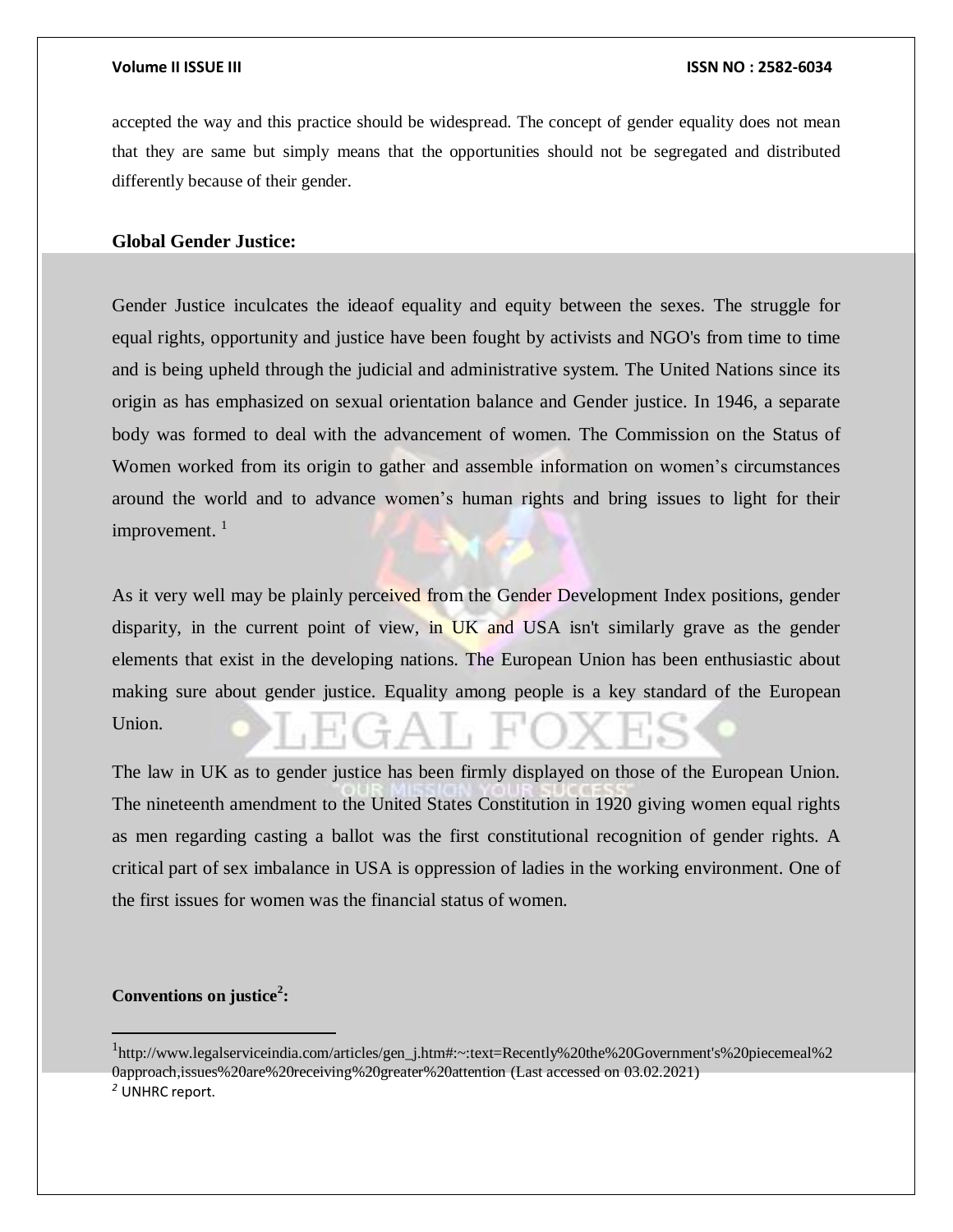accepted the way and this practice should be widespread. The concept of gender equality does not mean that they are same but simply means that the opportunities should not be segregated and distributed differently because of their gender.

**Global Gender Justice:**

Gender Justice inculcates the ideaof equality and equity between the sexes. The struggle for equal rights, opportunity and justice have been fought by activists and NGO's from time to time and is being upheld through the judicial and administrative system. The United Nations since its origin as has emphasized on sexual orientation balance and Gender justice. In 1946, a separate body was formed to deal with the advancement of women. The Commission on the Status of Women worked from its origin to gather and assemble information on women's circumstances around the world and to advance women's human rights and bring issues to light for their improvement. [1]

As it very well may be plainly perceived from the Gender Development Index positions, gender disparity, in the current point of view, in UK and USA isn't similarly grave as the gender elements that exist in the developing nations. The European Union has been enthusiastic about making sure about gender justice. Equality among people is a key standard of the European Union.

The law in UK as to gender justice has been firmly displayed on those of the European Union. The nineteenth amendment to the United States Constitution in 1920 giving women equal rights as men regarding casting a ballot was the first constitutional recognition of gender rights. A critical part of sex imbalance in USA is oppression of ladies in the working environment. One of the first issues for women was the financial status of women.

**Conventions on justice[2]:**

---

[1] http://www.legalserviceindia.com/articles/gen_j.htm#:~:text=Recently%20the%20Government's%20piecemeal%20approach,issues%20are%20receiving%20greater%20attention (Last accessed on 03.02.2021)

[2] UNHRC report.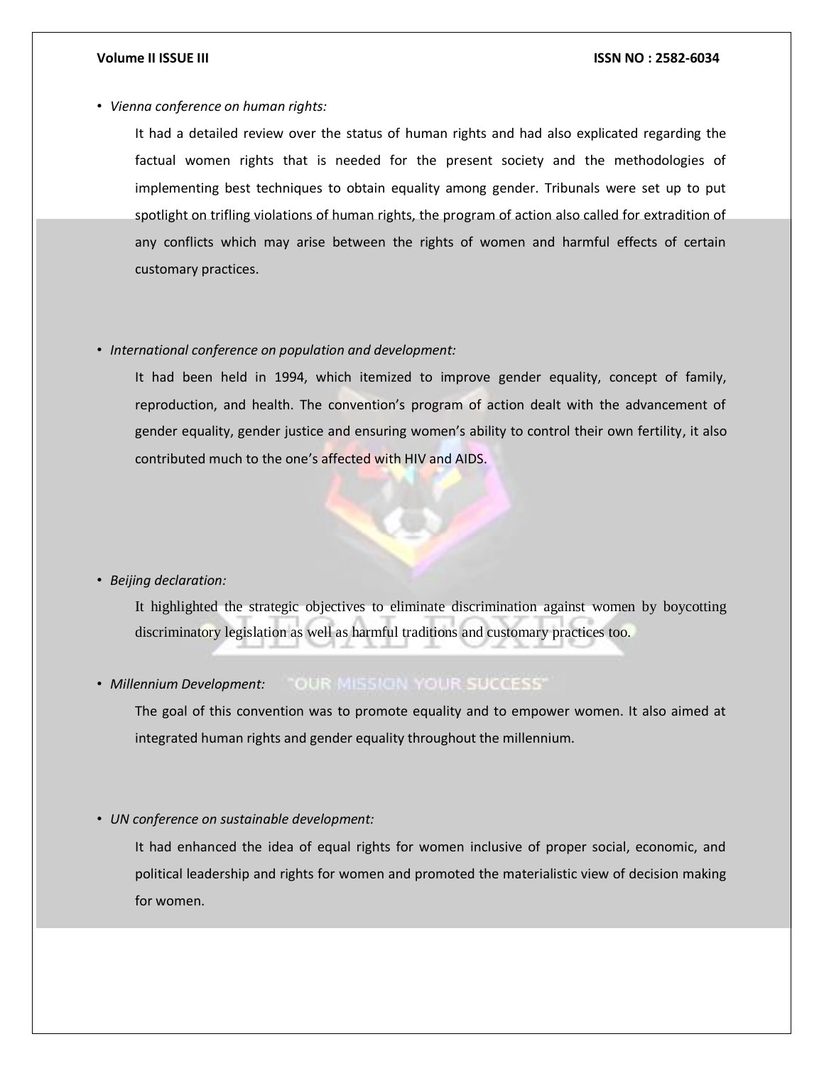- *Vienna conference on human rights:*

  It had a detailed review over the status of human rights and had also explicated regarding the factual women rights that is needed for the present society and the methodologies of implementing best techniques to obtain equality among gender. Tribunals were set up to put spotlight on trifling violations of human rights, the program of action also called for extradition of any conflicts which may arise between the rights of women and harmful effects of certain customary practices.

- *International conference on population and development:*

  It had been held in 1994, which itemized to improve gender equality, concept of family, reproduction, and health. The convention's program of action dealt with the advancement of gender equality, gender justice and ensuring women's ability to control their own fertility, it also contributed much to the one's affected with HIV and AIDS.

- *Beijing declaration:*

  It highlighted the strategic objectives to eliminate discrimination against women by boycotting discriminatory legislation as well as harmful traditions and customary practices too.

- *Millennium Development:*

  The goal of this convention was to promote equality and to empower women. It also aimed at integrated human rights and gender equality throughout the millennium.

- *UN conference on sustainable development:*

  It had enhanced the idea of equal rights for women inclusive of proper social, economic, and political leadership and rights for women and promoted the materialistic view of decision making for women.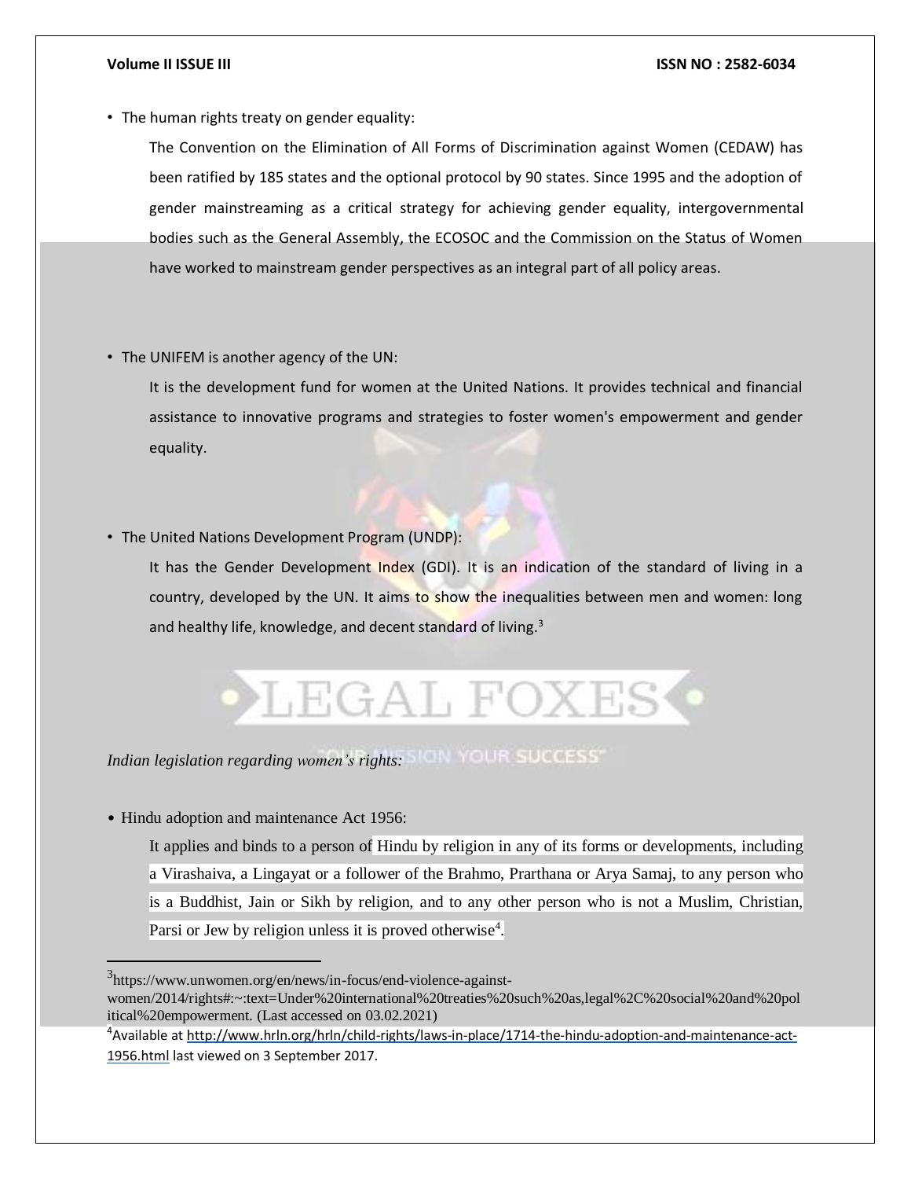- The human rights treaty on gender equality:

  The Convention on the Elimination of All Forms of Discrimination against Women (CEDAW) has been ratified by 185 states and the optional protocol by 90 states. Since 1995 and the adoption of gender mainstreaming as a critical strategy for achieving gender equality, intergovernmental bodies such as the General Assembly, the ECOSOC and the Commission on the Status of Women have worked to mainstream gender perspectives as an integral part of all policy areas.

- The UNIFEM is another agency of the UN:

  It is the development fund for women at the United Nations. It provides technical and financial assistance to innovative programs and strategies to foster women's empowerment and gender equality.

- The United Nations Development Program (UNDP):

  It has the Gender Development Index (GDI). It is an indication of the standard of living in a country, developed by the UN. It aims to show the inequalities between men and women: long and healthy life, knowledge, and decent standard of living.[3]

*Indian legislation regarding women's rights:*

- Hindu adoption and maintenance Act 1956:

  It applies and binds to a person of Hindu by religion in any of its forms or developments, including a Virashaiva, a Lingayat or a follower of the Brahmo, Prarthana or Arya Samaj, to any person who is a Buddhist, Jain or Sikh by religion, and to any other person who is not a Muslim, Christian, Parsi or Jew by religion unless it is proved otherwise[4].

---

[3] https://www.unwomen.org/en/news/in-focus/end-violence-against-women/2014/rights#:~:text=Under%20international%20treaties%20such%20as,legal%2C%20social%20and%20political%20empowerment. (Last accessed on 03.02.2021)

[4] Available at http://www.hrln.org/hrln/child-rights/laws-in-place/1714-the-hindu-adoption-and-maintenance-act-1956.html last viewed on 3 September 2017.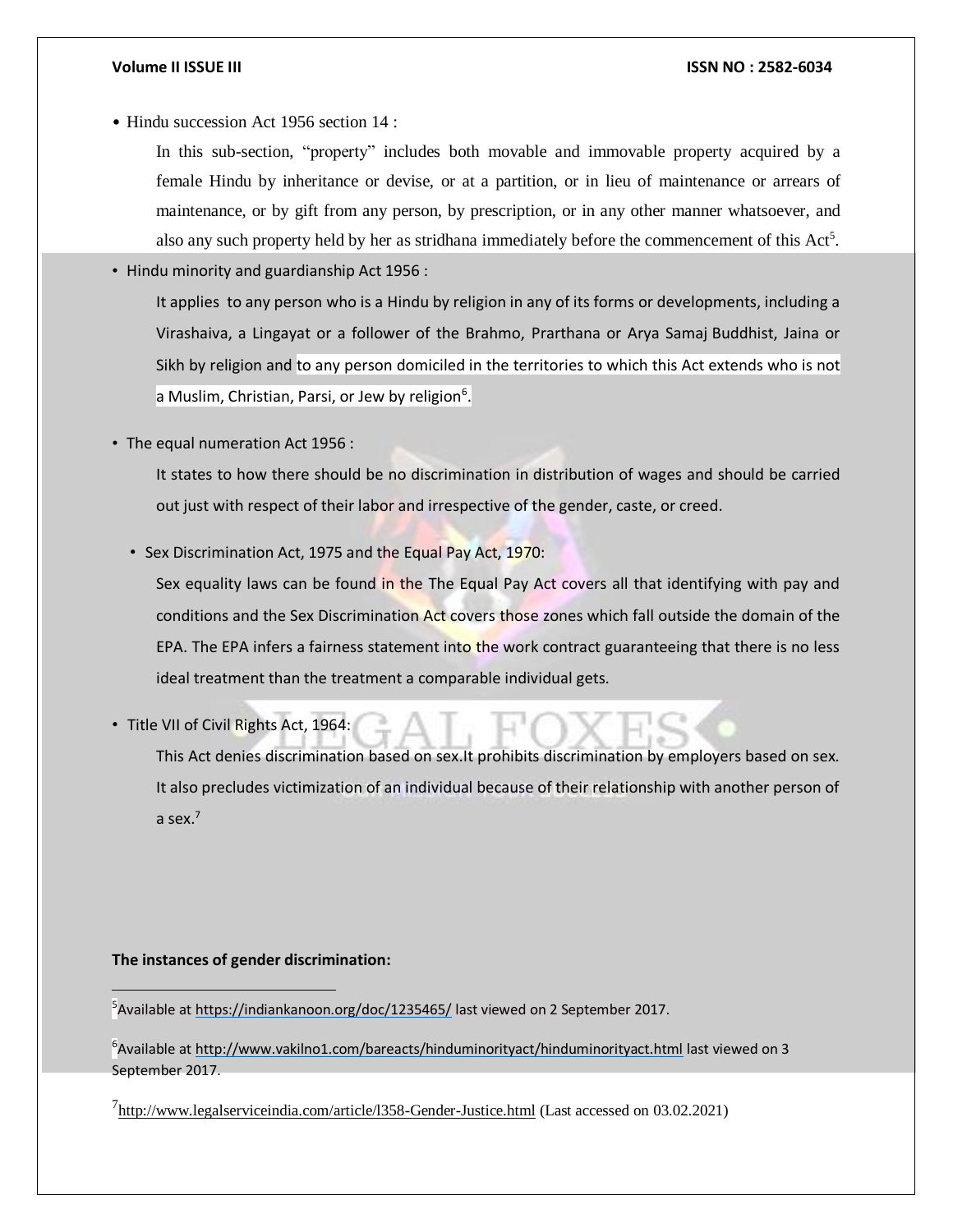- Hindu succession Act 1956 section 14 :

  In this sub-section, "property" includes both movable and immovable property acquired by a female Hindu by inheritance or devise, or at a partition, or in lieu of maintenance or arrears of maintenance, or by gift from any person, by prescription, or in any other manner whatsoever, and also any such property held by her as stridhana immediately before the commencement of this Act[5].

- Hindu minority and guardianship Act 1956 :

  It applies to any person who is a Hindu by religion in any of its forms or developments, including a Virashaiva, a Lingayat or a follower of the Brahmo, Prarthana or Arya Samaj Buddhist, Jaina or Sikh by religion and to any person domiciled in the territories to which this Act extends who is not a Muslim, Christian, Parsi, or Jew by religion[6].

- The equal numeration Act 1956 :

  It states to how there should be no discrimination in distribution of wages and should be carried out just with respect of their labor and irrespective of the gender, caste, or creed.

- Sex Discrimination Act, 1975 and the Equal Pay Act, 1970:

  Sex equality laws can be found in the The Equal Pay Act covers all that identifying with pay and conditions and the Sex Discrimination Act covers those zones which fall outside the domain of the EPA. The EPA infers a fairness statement into the work contract guaranteeing that there is no less ideal treatment than the treatment a comparable individual gets.

- Title VII of Civil Rights Act, 1964:

  This Act denies discrimination based on sex.It prohibits discrimination by employers based on sex. It also precludes victimization of an individual because of their relationship with another person of a sex.[7]

**The instances of gender discrimination:**

[5]Available at https://indiankanoon.org/doc/1235465/ last viewed on 2 September 2017.

[6]Available at http://www.vakilno1.com/bareacts/hinduminorityact/hinduminorityact.html last viewed on 3 September 2017.

[7]http://www.legalserviceindia.com/article/l358-Gender-Justice.html (Last accessed on 03.02.2021)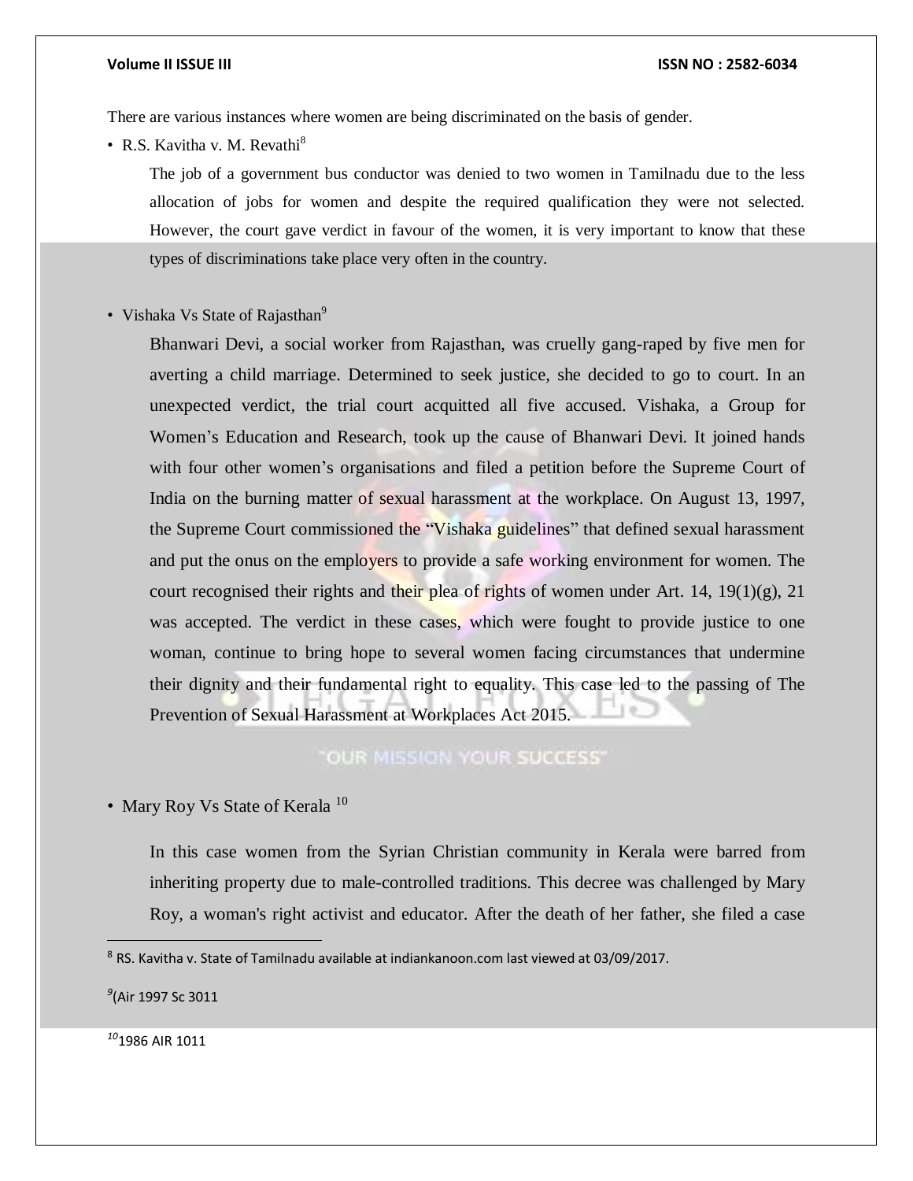There are various instances where women are being discriminated on the basis of gender.

- R.S. Kavitha v. M. Revathi[8]

  The job of a government bus conductor was denied to two women in Tamilnadu due to the less allocation of jobs for women and despite the required qualification they were not selected. However, the court gave verdict in favour of the women, it is very important to know that these types of discriminations take place very often in the country.

- Vishaka Vs State of Rajasthan[9]

  Bhanwari Devi, a social worker from Rajasthan, was cruelly gang-raped by five men for averting a child marriage. Determined to seek justice, she decided to go to court. In an unexpected verdict, the trial court acquitted all five accused. Vishaka, a Group for Women's Education and Research, took up the cause of Bhanwari Devi. It joined hands with four other women's organisations and filed a petition before the Supreme Court of India on the burning matter of sexual harassment at the workplace. On August 13, 1997, the Supreme Court commissioned the "Vishaka guidelines" that defined sexual harassment and put the onus on the employers to provide a safe working environment for women. The court recognised their rights and their plea of rights of women under Art. 14, 19(1)(g), 21 was accepted. The verdict in these cases, which were fought to provide justice to one woman, continue to bring hope to several women facing circumstances that undermine their dignity and their fundamental right to equality. This case led to the passing of The Prevention of Sexual Harassment at Workplaces Act 2015.

- Mary Roy Vs State of Kerala [10]

  In this case women from the Syrian Christian community in Kerala were barred from inheriting property due to male-controlled traditions. This decree was challenged by Mary Roy, a woman's right activist and educator. After the death of her father, she filed a case

---

[8] RS. Kavitha v. State of Tamilnadu available at indiankanoon.com last viewed at 03/09/2017.

[9](Air 1997 Sc 3011

[10]1986 AIR 1011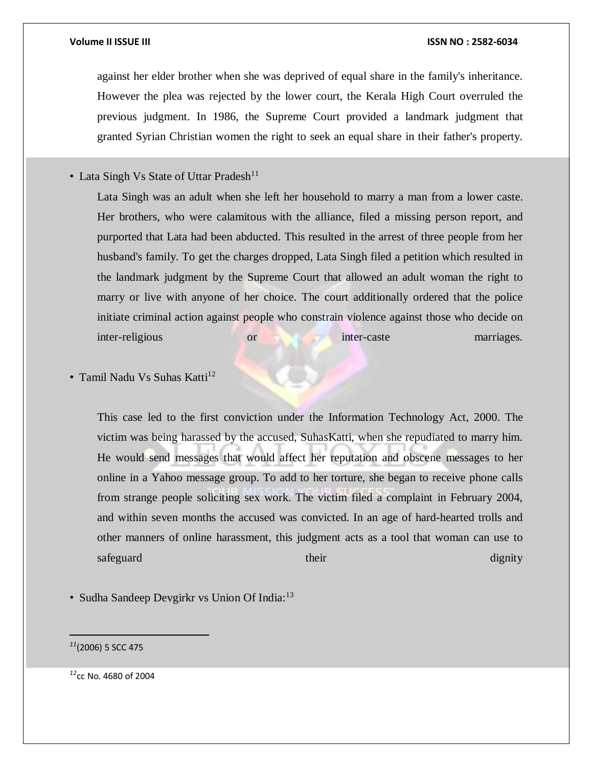against her elder brother when she was deprived of equal share in the family's inheritance. However the plea was rejected by the lower court, the Kerala High Court overruled the previous judgment. In 1986, the Supreme Court provided a landmark judgment that granted Syrian Christian women the right to seek an equal share in their father's property.

- Lata Singh Vs State of Uttar Pradesh[11]

  Lata Singh was an adult when she left her household to marry a man from a lower caste. Her brothers, who were calamitous with the alliance, filed a missing person report, and purported that Lata had been abducted. This resulted in the arrest of three people from her husband's family. To get the charges dropped, Lata Singh filed a petition which resulted in the landmark judgment by the Supreme Court that allowed an adult woman the right to marry or live with anyone of her choice. The court additionally ordered that the police initiate criminal action against people who constrain violence against those who decide on inter-religious or inter-caste marriages.

- Tamil Nadu Vs Suhas Katti[12]

  This case led to the first conviction under the Information Technology Act, 2000. The victim was being harassed by the accused, SuhasKatti, when she repudiated to marry him. He would send messages that would affect her reputation and obscene messages to her online in a Yahoo message group. To add to her torture, she began to receive phone calls from strange people soliciting sex work. The victim filed a complaint in February 2004, and within seven months the accused was convicted. In an age of hard-hearted trolls and other manners of online harassment, this judgment acts as a tool that woman can use to safeguard their dignity

- Sudha Sandeep Devgirkr vs Union Of India:[13]

---

[11] (2006) 5 SCC 475

[12] cc No. 4680 of 2004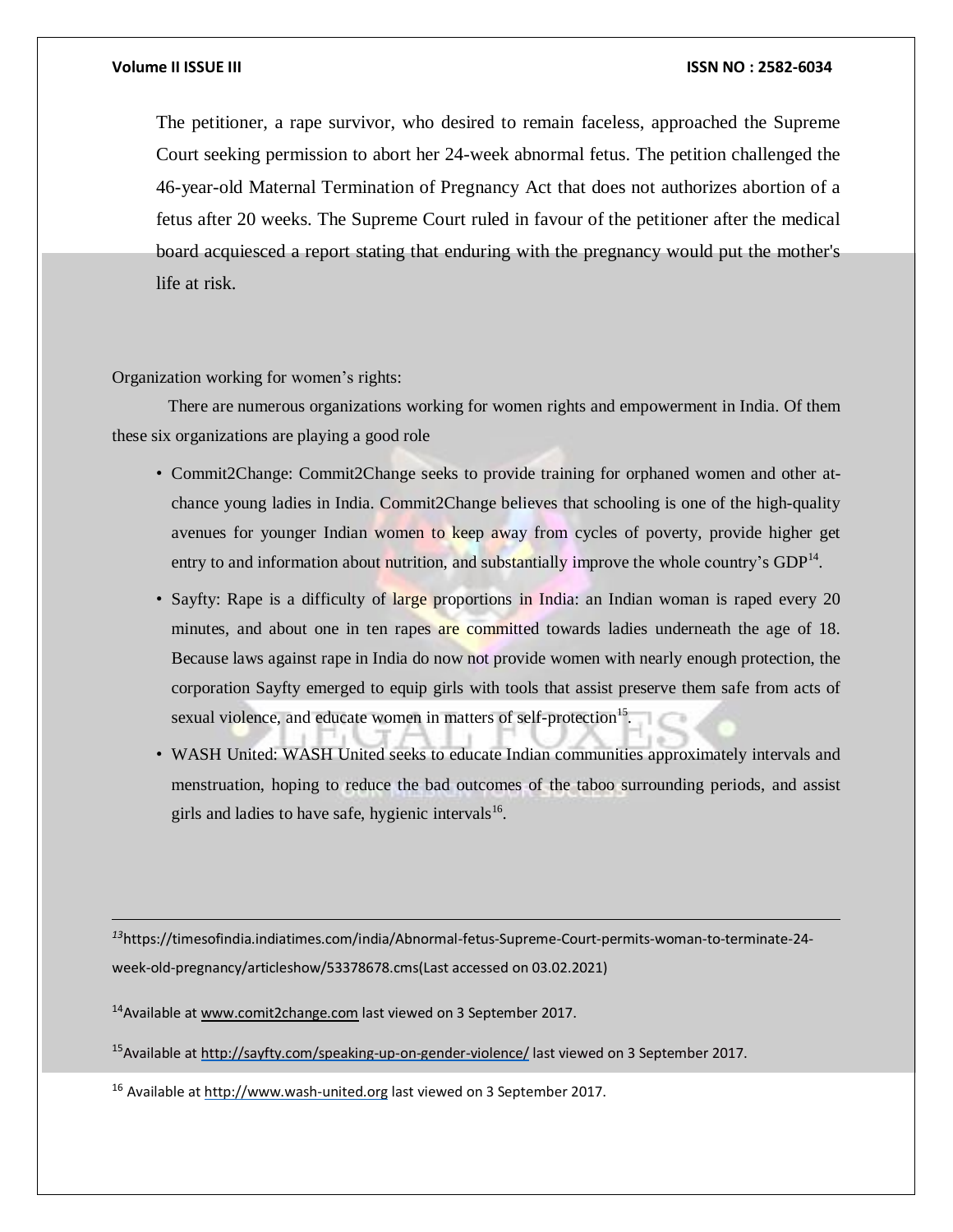The petitioner, a rape survivor, who desired to remain faceless, approached the Supreme Court seeking permission to abort her 24-week abnormal fetus. The petition challenged the 46-year-old Maternal Termination of Pregnancy Act that does not authorizes abortion of a fetus after 20 weeks. The Supreme Court ruled in favour of the petitioner after the medical board acquiesced a report stating that enduring with the pregnancy would put the mother's life at risk.

Organization working for women's rights:

There are numerous organizations working for women rights and empowerment in India. Of them these six organizations are playing a good role

- Commit2Change: Commit2Change seeks to provide training for orphaned women and other at-chance young ladies in India. Commit2Change believes that schooling is one of the high-quality avenues for younger Indian women to keep away from cycles of poverty, provide higher get entry to and information about nutrition, and substantially improve the whole country's GDP[14].
- Sayfty: Rape is a difficulty of large proportions in India: an Indian woman is raped every 20 minutes, and about one in ten rapes are committed towards ladies underneath the age of 18. Because laws against rape in India do now not provide women with nearly enough protection, the corporation Sayfty emerged to equip girls with tools that assist preserve them safe from acts of sexual violence, and educate women in matters of self-protection[15].
- WASH United: WASH United seeks to educate Indian communities approximately intervals and menstruation, hoping to reduce the bad outcomes of the taboo surrounding periods, and assist girls and ladies to have safe, hygienic intervals[16].

---

[13] https://timesofindia.indiatimes.com/india/Abnormal-fetus-Supreme-Court-permits-woman-to-terminate-24-week-old-pregnancy/articleshow/53378678.cms(Last accessed on 03.02.2021)

[14] Available at www.comit2change.com last viewed on 3 September 2017.

[15] Available at http://sayfty.com/speaking-up-on-gender-violence/ last viewed on 3 September 2017.

[16] Available at http://www.wash-united.org last viewed on 3 September 2017.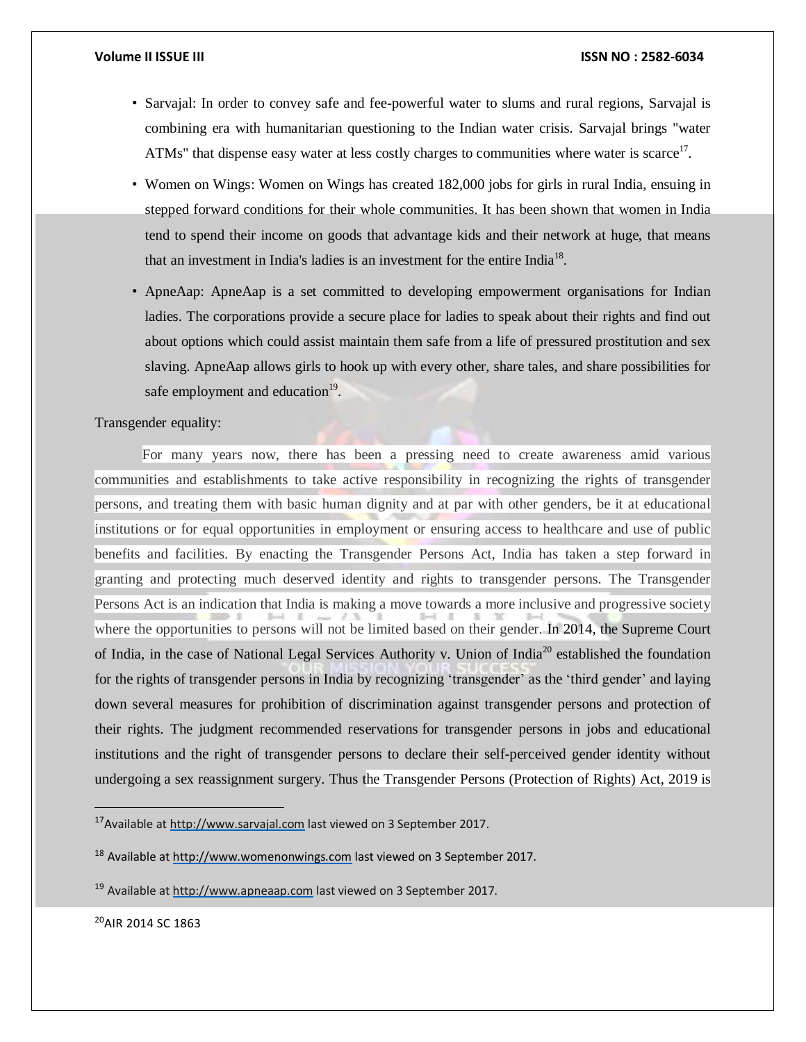- Sarvajal: In order to convey safe and fee-powerful water to slums and rural regions, Sarvajal is combining era with humanitarian questioning to the Indian water crisis. Sarvajal brings "water ATMs" that dispense easy water at less costly charges to communities where water is scarce[17].
- Women on Wings: Women on Wings has created 182,000 jobs for girls in rural India, ensuing in stepped forward conditions for their whole communities. It has been shown that women in India tend to spend their income on goods that advantage kids and their network at huge, that means that an investment in India's ladies is an investment for the entire India[18].
- ApneAap: ApneAap is a set committed to developing empowerment organisations for Indian ladies. The corporations provide a secure place for ladies to speak about their rights and find out about options which could assist maintain them safe from a life of pressured prostitution and sex slaving. ApneAap allows girls to hook up with every other, share tales, and share possibilities for safe employment and education[19].

Transgender equality:

For many years now, there has been a pressing need to create awareness amid various communities and establishments to take active responsibility in recognizing the rights of transgender persons, and treating them with basic human dignity and at par with other genders, be it at educational institutions or for equal opportunities in employment or ensuring access to healthcare and use of public benefits and facilities. By enacting the Transgender Persons Act, India has taken a step forward in granting and protecting much deserved identity and rights to transgender persons. The Transgender Persons Act is an indication that India is making a move towards a more inclusive and progressive society where the opportunities to persons will not be limited based on their gender. In 2014, the Supreme Court of India, in the case of National Legal Services Authority v. Union of India[20] established the foundation for the rights of transgender persons in India by recognizing 'transgender' as the 'third gender' and laying down several measures for prohibition of discrimination against transgender persons and protection of their rights. The judgment recommended reservations for transgender persons in jobs and educational institutions and the right of transgender persons to declare their self-perceived gender identity without undergoing a sex reassignment surgery. Thus the Transgender Persons (Protection of Rights) Act, 2019 is

---

[17] Available at http://www.sarvajal.com last viewed on 3 September 2017.

[18] Available at http://www.womenonwings.com last viewed on 3 September 2017.

[19] Available at http://www.apneaap.com last viewed on 3 September 2017.

[20] AIR 2014 SC 1863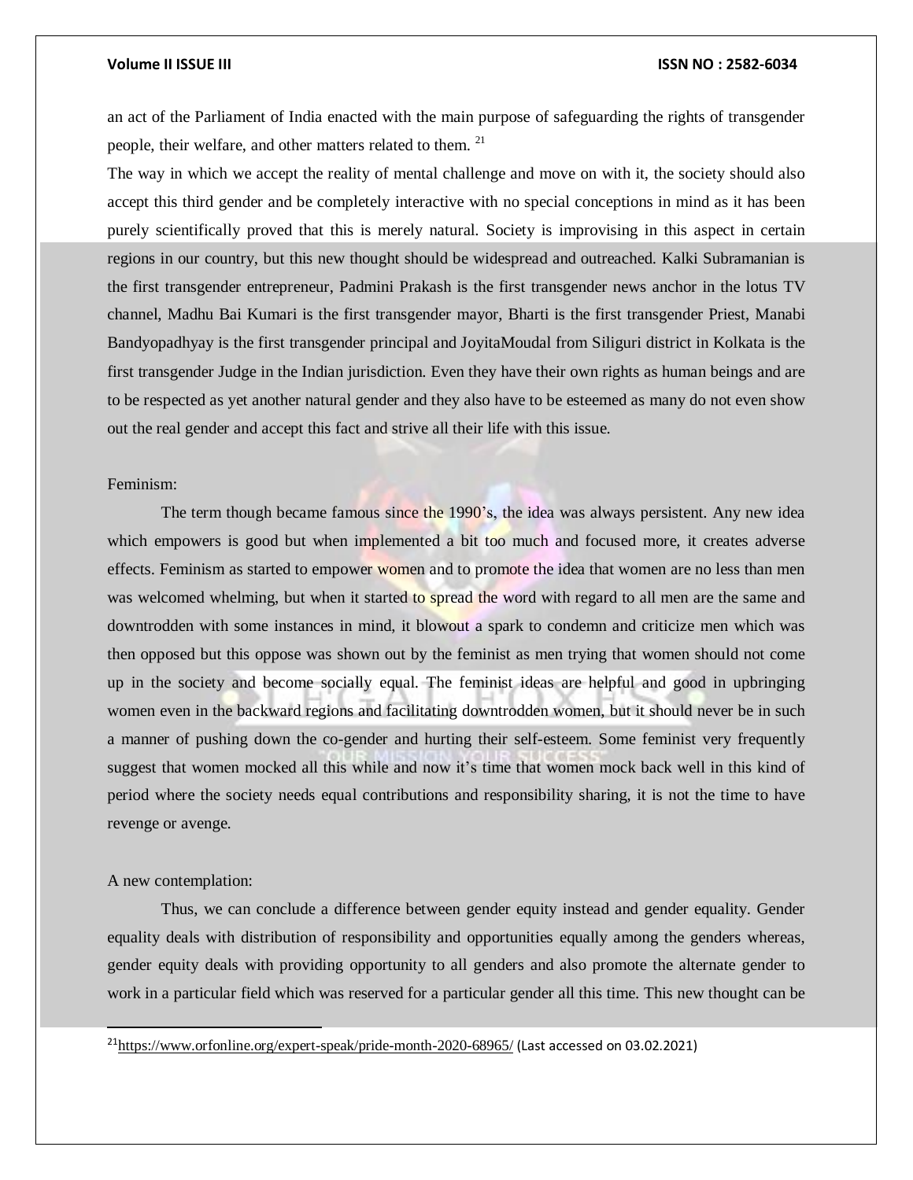an act of the Parliament of India enacted with the main purpose of safeguarding the rights of transgender people, their welfare, and other matters related to them. [21]

The way in which we accept the reality of mental challenge and move on with it, the society should also accept this third gender and be completely interactive with no special conceptions in mind as it has been purely scientifically proved that this is merely natural. Society is improvising in this aspect in certain regions in our country, but this new thought should be widespread and outreached. Kalki Subramanian is the first transgender entrepreneur, Padmini Prakash is the first transgender news anchor in the lotus TV channel, Madhu Bai Kumari is the first transgender mayor, Bharti is the first transgender Priest, Manabi Bandyopadhyay is the first transgender principal and JoyitaMoudal from Siliguri district in Kolkata is the first transgender Judge in the Indian jurisdiction. Even they have their own rights as human beings and are to be respected as yet another natural gender and they also have to be esteemed as many do not even show out the real gender and accept this fact and strive all their life with this issue.

Feminism:

The term though became famous since the 1990's, the idea was always persistent. Any new idea which empowers is good but when implemented a bit too much and focused more, it creates adverse effects. Feminism as started to empower women and to promote the idea that women are no less than men was welcomed whelming, but when it started to spread the word with regard to all men are the same and downtrodden with some instances in mind, it blowout a spark to condemn and criticize men which was then opposed but this oppose was shown out by the feminist as men trying that women should not come up in the society and become socially equal. The feminist ideas are helpful and good in upbringing women even in the backward regions and facilitating downtrodden women, but it should never be in such a manner of pushing down the co-gender and hurting their self-esteem. Some feminist very frequently suggest that women mocked all this while and now it's time that women mock back well in this kind of period where the society needs equal contributions and responsibility sharing, it is not the time to have revenge or avenge.

A new contemplation:

Thus, we can conclude a difference between gender equity instead and gender equality. Gender equality deals with distribution of responsibility and opportunities equally among the genders whereas, gender equity deals with providing opportunity to all genders and also promote the alternate gender to work in a particular field which was reserved for a particular gender all this time. This new thought can be

---

[21] https://www.orfonline.org/expert-speak/pride-month-2020-68965/ (Last accessed on 03.02.2021)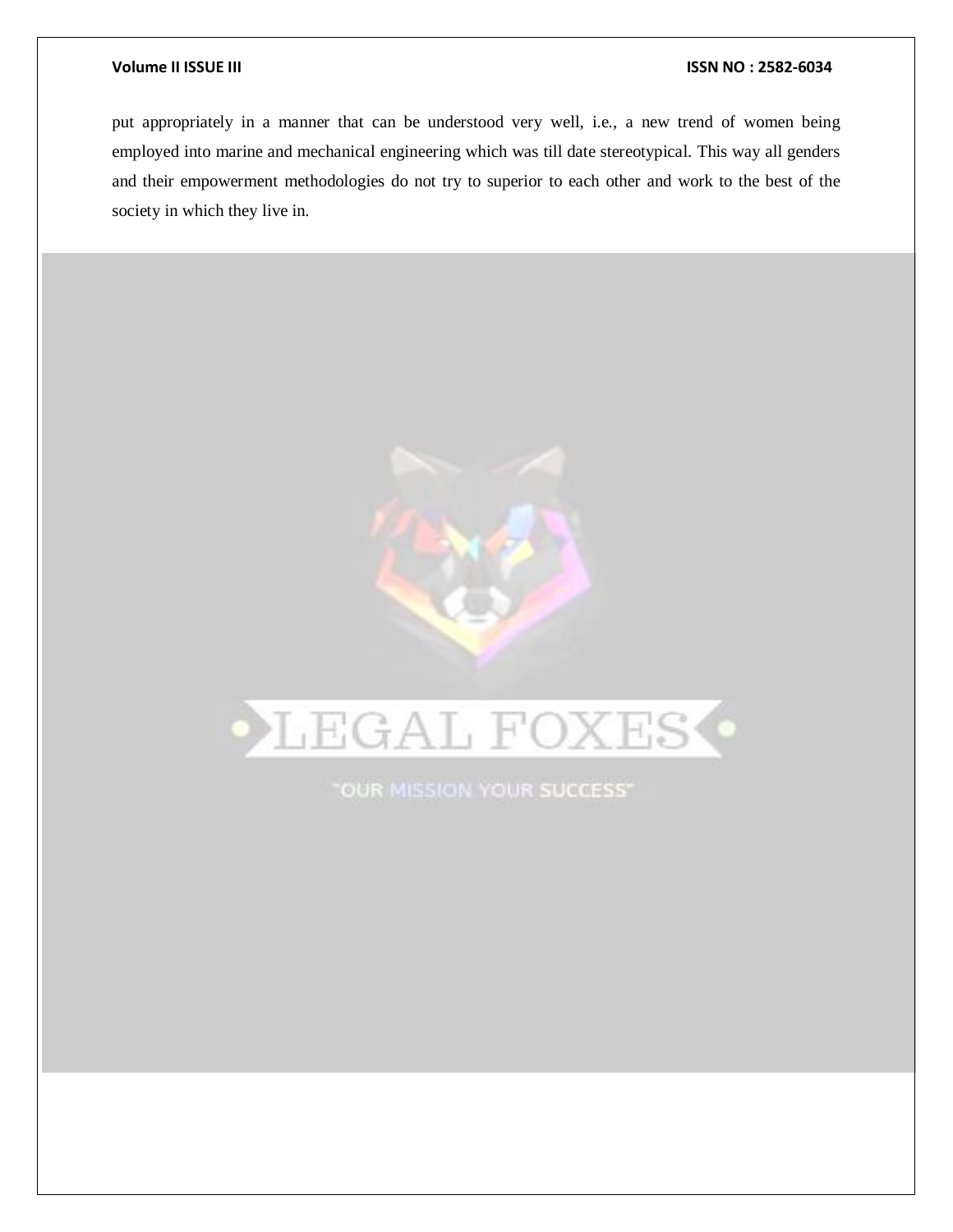put appropriately in a manner that can be understood very well, i.e., a new trend of women being employed into marine and mechanical engineering which was till date stereotypical. This way all genders and their empowerment methodologies do not try to superior to each other and work to the best of the society in which they live in.